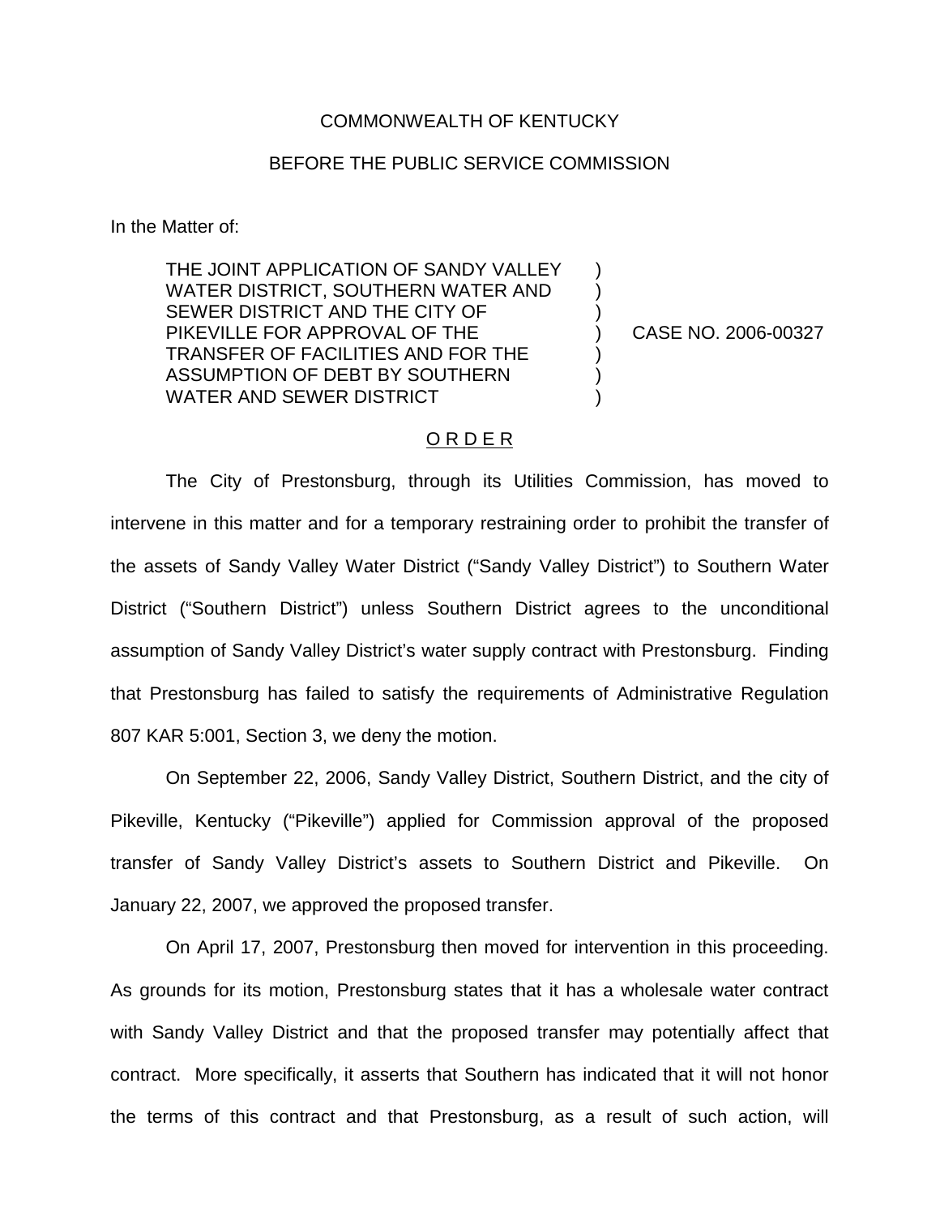COMMONWEALTH OF KENTUCKY

BEFORE THE PUBLIC SERVICE COMMISSION

In the Matter of:

THE JOINT APPLICATION OF SANDY VALLEY WATER DISTRICT, SOUTHERN WATER AND SEWER DISTRICT AND THE CITY OF PIKEVILLE FOR APPROVAL OF THE TRANSFER OF FACILITIES AND FOR THE ASSUMPTION OF DEBT BY SOUTHERN WATER AND SEWER DISTRICT ) CASE NO. 2006-00327

## O R D E R

The City of Prestonsburg, through its Utilities Commission, has moved to intervene in this matter and for a temporary restraining order to prohibit the transfer of the assets of Sandy Valley Water District ("Sandy Valley District") to Southern Water District ("Southern District") unless Southern District agrees to the unconditional assumption of Sandy Valley District's water supply contract with Prestonsburg. Finding that Prestonsburg has failed to satisfy the requirements of Administrative Regulation 807 KAR 5:001, Section 3, we deny the motion.

On September 22, 2006, Sandy Valley District, Southern District, and the city of Pikeville, Kentucky ("Pikeville") applied for Commission approval of the proposed transfer of Sandy Valley District's assets to Southern District and Pikeville. On January 22, 2007, we approved the proposed transfer.

On April 17, 2007, Prestonsburg then moved for intervention in this proceeding. As grounds for its motion, Prestonsburg states that it has a wholesale water contract with Sandy Valley District and that the proposed transfer may potentially affect that contract. More specifically, it asserts that Southern has indicated that it will not honor the terms of this contract and that Prestonsburg, as a result of such action, will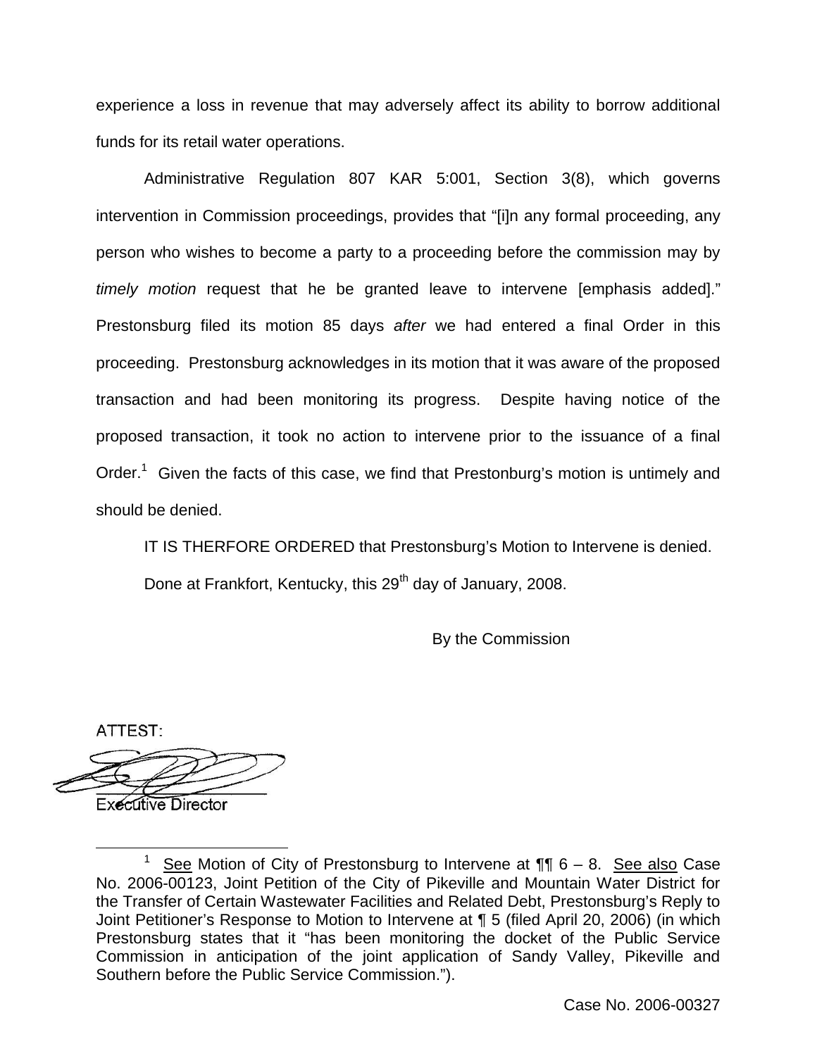experience a loss in revenue that may adversely affect its ability to borrow additional funds for its retail water operations.

Administrative Regulation 807 KAR 5:001, Section 3(8), which governs intervention in Commission proceedings, provides that "[i]n any formal proceeding, any person who wishes to become a party to a proceeding before the commission may by *timely motion* request that he be granted leave to intervene [emphasis added]." Prestonsburg filed its motion 85 days *after* we had entered a final Order in this proceeding. Prestonsburg acknowledges in its motion that it was aware of the proposed transaction and had been monitoring its progress. Despite having notice of the proposed transaction, it took no action to intervene prior to the issuance of a final Order.[1] Given the facts of this case, we find that Prestonburg's motion is untimely and should be denied.

IT IS THERFORE ORDERED that Prestonsburg's Motion to Intervene is denied.

Done at Frankfort, Kentucky, this 29th day of January, 2008.

By the Commission

ATTEST:

Executive Director

---

[1] See Motion of City of Prestonsburg to Intervene at ¶¶ 6 – 8. See also Case No. 2006-00123, Joint Petition of the City of Pikeville and Mountain Water District for the Transfer of Certain Wastewater Facilities and Related Debt, Prestonsburg's Reply to Joint Petitioner's Response to Motion to Intervene at ¶ 5 (filed April 20, 2006) (in which Prestonsburg states that it "has been monitoring the docket of the Public Service Commission in anticipation of the joint application of Sandy Valley, Pikeville and Southern before the Public Service Commission.").

Case No. 2006-00327